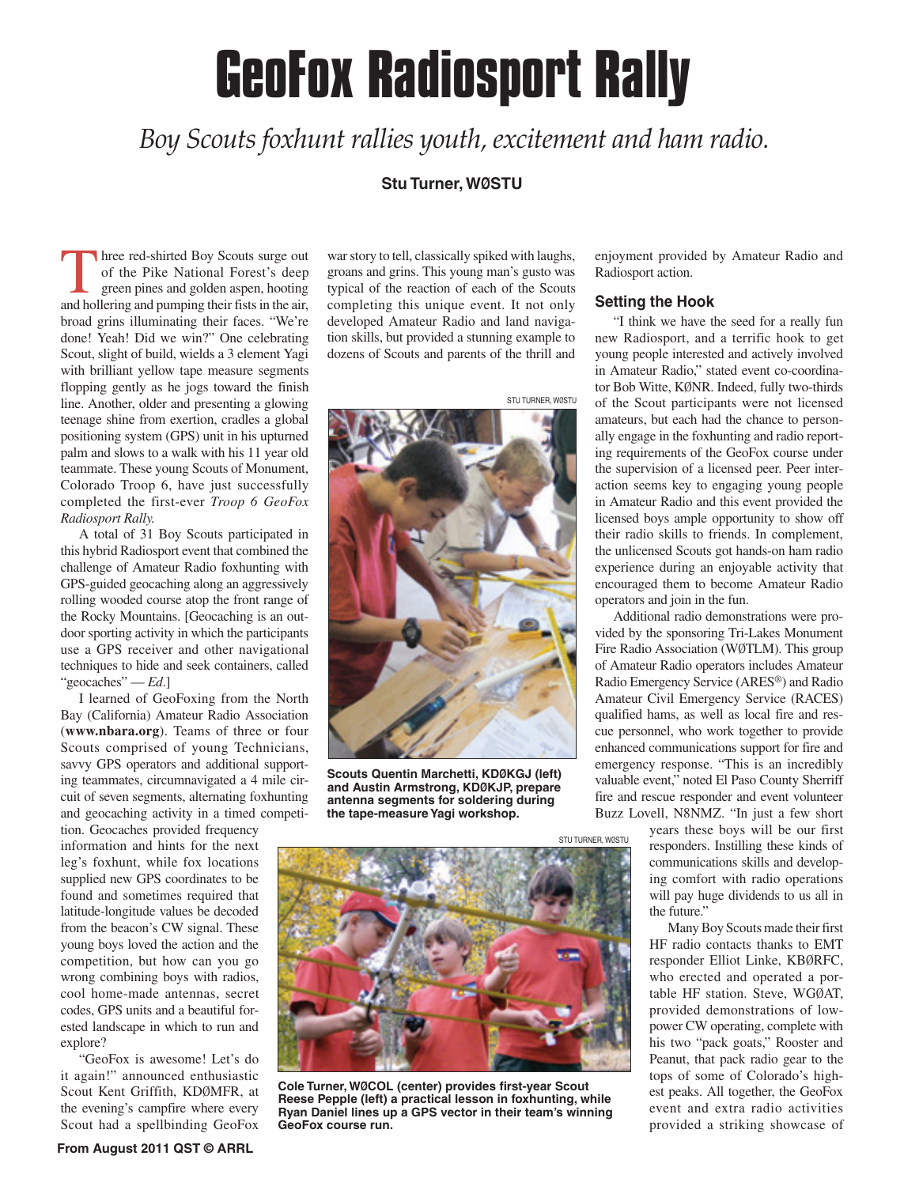# GeoFox Radiosport Rally

*Boy Scouts foxhunt rallies youth, excitement and ham radio.*

**Stu Turner, WØSTU**

Three red-shirted Boy Scouts surge out of the Pike National Forest's deep green pines and golden aspen, hooting and hollering and pumping their fists in the air, broad grins illuminating their faces. "We're done! Yeah! Did we win?" One celebrating Scout, slight of build, wields a 3 element Yagi with brilliant yellow tape measure segments flopping gently as he jogs toward the finish line. Another, older and presenting a glowing teenage shine from exertion, cradles a global positioning system (GPS) unit in his upturned palm and slows to a walk with his 11 year old teammate. These young Scouts of Monument, Colorado Troop 6, have just successfully completed the first-ever *Troop 6 GeoFox Radiosport Rally.*

A total of 31 Boy Scouts participated in this hybrid Radiosport event that combined the challenge of Amateur Radio foxhunting with GPS-guided geocaching along an aggressively rolling wooded course atop the front range of the Rocky Mountains. [Geocaching is an outdoor sporting activity in which the participants use a GPS receiver and other navigational techniques to hide and seek containers, called "geocaches" — *Ed*.]

I learned of GeoFoxing from the North Bay (California) Amateur Radio Association (**www.nbara.org**). Teams of three or four Scouts comprised of young Technicians, savvy GPS operators and additional supporting teammates, circumnavigated a 4 mile circuit of seven segments, alternating foxhunting and geocaching activity in a timed competition. Geocaches provided frequency information and hints for the next leg's foxhunt, while fox locations supplied new GPS coordinates to be found and sometimes required that latitude-longitude values be decoded from the beacon's CW signal. These young boys loved the action and the competition, but how can you go wrong combining boys with radios, cool home-made antennas, secret codes, GPS units and a beautiful forested landscape in which to run and explore?

"GeoFox is awesome! Let's do it again!" announced enthusiastic Scout Kent Griffith, KDØMFR, at the evening's campfire where every Scout had a spellbinding GeoFox war story to tell, classically spiked with laughs, groans and grins. This young man's gusto was typical of the reaction of each of the Scouts completing this unique event. It not only developed Amateur Radio and land navigation skills, but provided a stunning example to dozens of Scouts and parents of the thrill and enjoyment provided by Amateur Radio and Radiosport action.

STU TURNER, WØSTU

**Scouts Quentin Marchetti, KDØKGJ (left) and Austin Armstrong, KDØKJP, prepare antenna segments for soldering during the tape-measure Yagi workshop.**

STU TURNER, WØSTU

**Cole Turner, WØCOL (center) provides first-year Scout Reese Pepple (left) a practical lesson in foxhunting, while Ryan Daniel lines up a GPS vector in their team's winning GeoFox course run.**

### Setting the Hook

"I think we have the seed for a really fun new Radiosport, and a terrific hook to get young people interested and actively involved in Amateur Radio," stated event co-coordinator Bob Witte, KØNR. Indeed, fully two-thirds of the Scout participants were not licensed amateurs, but each had the chance to personally engage in the foxhunting and radio reporting requirements of the GeoFox course under the supervision of a licensed peer. Peer interaction seems key to engaging young people in Amateur Radio and this event provided the licensed boys ample opportunity to show off their radio skills to friends. In complement, the unlicensed Scouts got hands-on ham radio experience during an enjoyable activity that encouraged them to become Amateur Radio operators and join in the fun.

Additional radio demonstrations were provided by the sponsoring Tri-Lakes Monument Fire Radio Association (WØTLM). This group of Amateur Radio operators includes Amateur Radio Emergency Service (ARES®) and Radio Amateur Civil Emergency Service (RACES) qualified hams, as well as local fire and rescue personnel, who work together to provide enhanced communications support for fire and emergency response. "This is an incredibly valuable event," noted El Paso County Sherriff fire and rescue responder and event volunteer Buzz Lovell, N8NMZ. "In just a few short years these boys will be our first responders. Instilling these kinds of communications skills and developing comfort with radio operations will pay huge dividends to us all in the future."

Many Boy Scouts made their first HF radio contacts thanks to EMT responder Elliot Linke, KBØRFC, who erected and operated a portable HF station. Steve, WGØAT, provided demonstrations of low-power CW operating, complete with his two "pack goats," Rooster and Peanut, that pack radio gear to the tops of some of Colorado's highest peaks. All together, the GeoFox event and extra radio activities provided a striking showcase of

**From August 2011 QST © ARRL**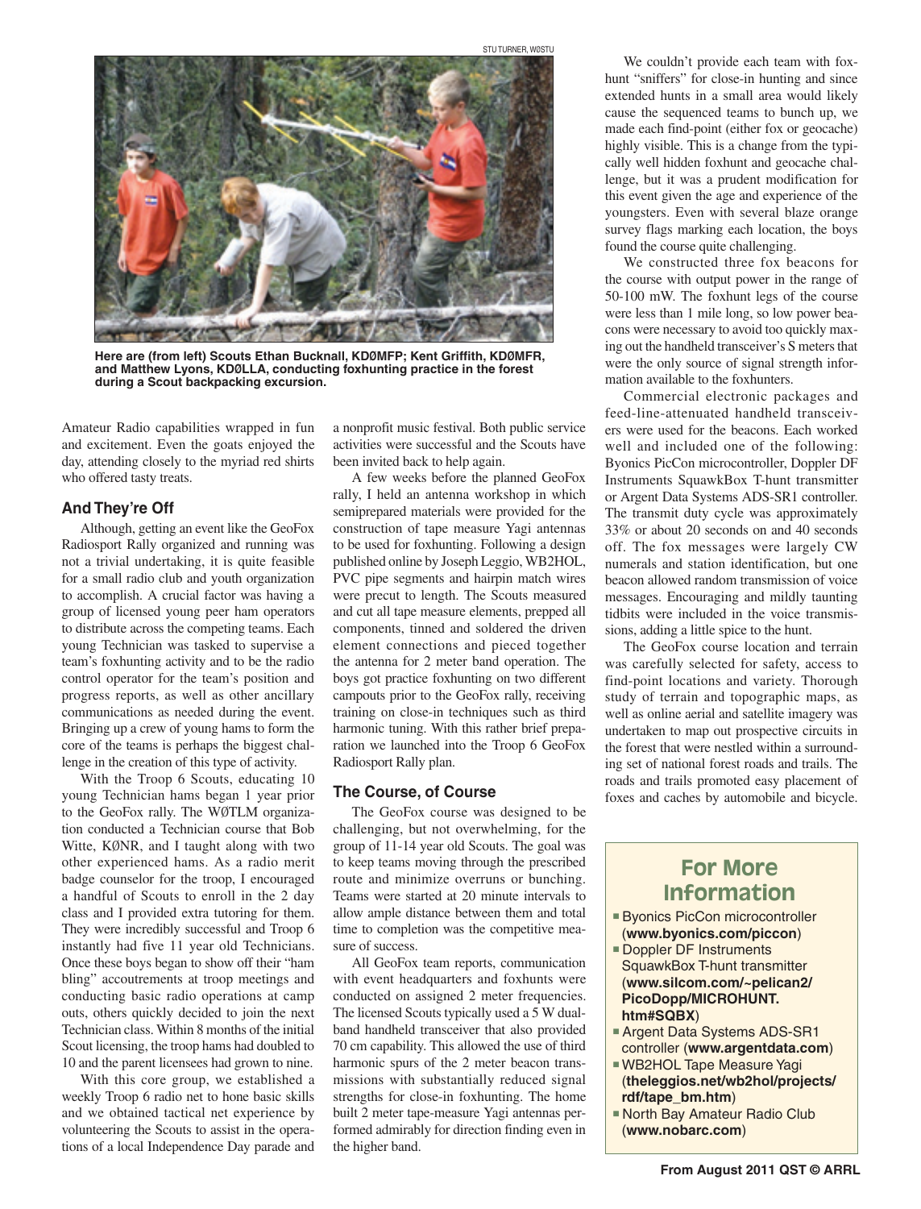STU TURNER, WØSTU

Here are (from left) Scouts Ethan Bucknall, KDØMFP; Kent Griffith, KDØMFR, and Matthew Lyons, KDØLLA, conducting foxhunting practice in the forest during a Scout backpacking excursion.

Amateur Radio capabilities wrapped in fun and excitement. Even the goats enjoyed the day, attending closely to the myriad red shirts who offered tasty treats.

## And They're Off

Although, getting an event like the GeoFox Radiosport Rally organized and running was not a trivial undertaking, it is quite feasible for a small radio club and youth organization to accomplish. A crucial factor was having a group of licensed young peer ham operators to distribute across the competing teams. Each young Technician was tasked to supervise a team's foxhunting activity and to be the radio control operator for the team's position and progress reports, as well as other ancillary communications as needed during the event. Bringing up a crew of young hams to form the core of the teams is perhaps the biggest challenge in the creation of this type of activity.

With the Troop 6 Scouts, educating 10 young Technician hams began 1 year prior to the GeoFox rally. The WØTLM organization conducted a Technician course that Bob Witte, KØNR, and I taught along with two other experienced hams. As a radio merit badge counselor for the troop, I encouraged a handful of Scouts to enroll in the 2 day class and I provided extra tutoring for them. They were incredibly successful and Troop 6 instantly had five 11 year old Technicians. Once these boys began to show off their "ham bling" accoutrements at troop meetings and conducting basic radio operations at camp outs, others quickly decided to join the next Technician class. Within 8 months of the initial Scout licensing, the troop hams had doubled to 10 and the parent licensees had grown to nine.

With this core group, we established a weekly Troop 6 radio net to hone basic skills and we obtained tactical net experience by volunteering the Scouts to assist in the operations of a local Independence Day parade and a nonprofit music festival. Both public service activities were successful and the Scouts have been invited back to help again.

A few weeks before the planned GeoFox rally, I held an antenna workshop in which semiprepared materials were provided for the construction of tape measure Yagi antennas to be used for foxhunting. Following a design published online by Joseph Leggio, WB2HOL, PVC pipe segments and hairpin match wires were precut to length. The Scouts measured and cut all tape measure elements, prepped all components, tinned and soldered the driven element connections and pieced together the antenna for 2 meter band operation. The boys got practice foxhunting on two different campouts prior to the GeoFox rally, receiving training on close-in techniques such as third harmonic tuning. With this rather brief preparation we launched into the Troop 6 GeoFox Radiosport Rally plan.

## The Course, of Course

The GeoFox course was designed to be challenging, but not overwhelming, for the group of 11-14 year old Scouts. The goal was to keep teams moving through the prescribed route and minimize overruns or bunching. Teams were started at 20 minute intervals to allow ample distance between them and total time to completion was the competitive measure of success.

All GeoFox team reports, communication with event headquarters and foxhunts were conducted on assigned 2 meter frequencies. The licensed Scouts typically used a 5 W dual-band handheld transceiver that also provided 70 cm capability. This allowed the use of third harmonic spurs of the 2 meter beacon transmissions with substantially reduced signal strengths for close-in foxhunting. The home built 2 meter tape-measure Yagi antennas performed admirably for direction finding even in the higher band.

We couldn't provide each team with fox-hunt "sniffers" for close-in hunting and since extended hunts in a small area would likely cause the sequenced teams to bunch up, we made each find-point (either fox or geocache) highly visible. This is a change from the typically well hidden foxhunt and geocache challenge, but it was a prudent modification for this event given the age and experience of the youngsters. Even with several blaze orange survey flags marking each location, the boys found the course quite challenging.

We constructed three fox beacons for the course with output power in the range of 50-100 mW. The foxhunt legs of the course were less than 1 mile long, so low power beacons were necessary to avoid too quickly maxing out the handheld transceiver's S meters that were the only source of signal strength information available to the foxhunters.

Commercial electronic packages and feed-line-attenuated handheld transceivers were used for the beacons. Each worked well and included one of the following: Byonics PicCon microcontroller, Doppler DF Instruments SquawkBox T-hunt transmitter or Argent Data Systems ADS-SR1 controller. The transmit duty cycle was approximately 33% or about 20 seconds on and 40 seconds off. The fox messages were largely CW numerals and station identification, but one beacon allowed random transmission of voice messages. Encouraging and mildly taunting tidbits were included in the voice transmissions, adding a little spice to the hunt.

The GeoFox course location and terrain was carefully selected for safety, access to find-point locations and variety. Thorough study of terrain and topographic maps, as well as online aerial and satellite imagery was undertaken to map out prospective circuits in the forest that were nestled within a surrounding set of national forest roads and trails. The roads and trails promoted easy placement of foxes and caches by automobile and bicycle.

## For More Information

- Byonics PicCon microcontroller (**www.byonics.com/piccon**)
- Doppler DF Instruments SquawkBox T-hunt transmitter (**www.silcom.com/~pelican2/PicoDopp/MICROHUNT.htm#SQBX**)
- Argent Data Systems ADS-SR1 controller (**www.argentdata.com**)
- WB2HOL Tape Measure Yagi (**theleggios.net/wb2hol/projects/rdf/tape_bm.htm**)
- North Bay Amateur Radio Club (**www.nobarc.com**)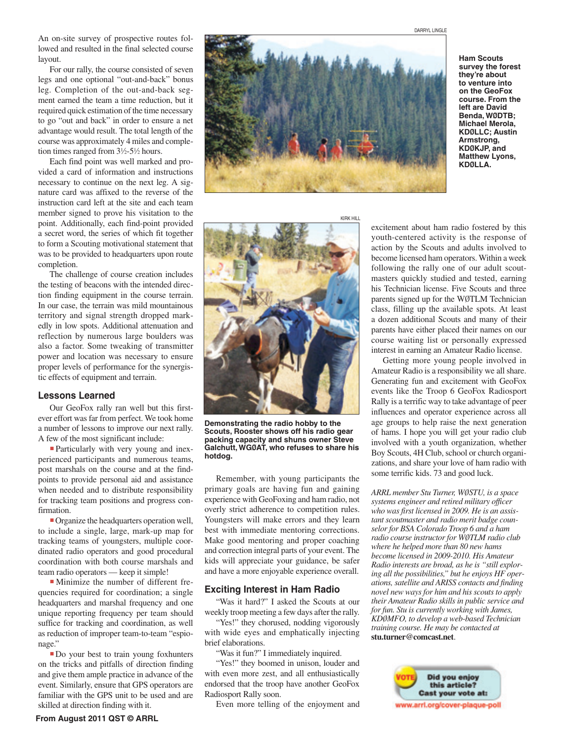An on-site survey of prospective routes followed and resulted in the final selected course layout.

For our rally, the course consisted of seven legs and one optional "out-and-back" bonus leg. Completion of the out-and-back segment earned the team a time reduction, but it required quick estimation of the time necessary to go "out and back" in order to ensure a net advantage would result. The total length of the course was approximately 4 miles and completion times ranged from 3½-5½ hours.

Each find point was well marked and provided a card of information and instructions necessary to continue on the next leg. A signature card was affixed to the reverse of the instruction card left at the site and each team member signed to prove his visitation to the point. Additionally, each find-point provided a secret word, the series of which fit together to form a Scouting motivational statement that was to be provided to headquarters upon route completion.

The challenge of course creation includes the testing of beacons with the intended direction finding equipment in the course terrain. In our case, the terrain was mild mountainous territory and signal strength dropped markedly in low spots. Additional attenuation and reflection by numerous large boulders was also a factor. Some tweaking of transmitter power and location was necessary to ensure proper levels of performance for the synergistic effects of equipment and terrain.

### Lessons Learned

Our GeoFox rally ran well but this first-ever effort was far from perfect. We took home a number of lessons to improve our next rally. A few of the most significant include:

- Particularly with very young and inexperienced participants and numerous teams, post marshals on the course and at the find-points to provide personal aid and assistance when needed and to distribute responsibility for tracking team positions and progress confirmation.
- Organize the headquarters operation well, to include a single, large, mark-up map for tracking teams of youngsters, multiple coordinated radio operators and good procedural coordination with both course marshals and team radio operators — keep it simple!
- Minimize the number of different frequencies required for coordination; a single headquarters and marshal frequency and one unique reporting frequency per team should suffice for tracking and coordination, as well as reduction of improper team-to-team "espionage."
- Do your best to train young foxhunters on the tricks and pitfalls of direction finding and give them ample practice in advance of the event. Similarly, ensure that GPS operators are familiar with the GPS unit to be used and are skilled at direction finding with it.

DARRYL LINGLE

**Ham Scouts survey the forest they're about to venture into on the GeoFox course. From the left are David Benda, WØDTB; Michael Merola, KDØLLC; Austin Armstrong, KDØKJP, and Matthew Lyons, KDØLLA.**

KIRK HILL

**Demonstrating the radio hobby to the Scouts, Rooster shows off his radio gear packing capacity and shuns owner Steve Galchutt, WGØAT, who refuses to share his hotdog.**

Remember, with young participants the primary goals are having fun and gaining experience with GeoFoxing and ham radio, not overly strict adherence to competition rules. Youngsters will make errors and they learn best with immediate mentoring corrections. Make good mentoring and proper coaching and correction integral parts of your event. The kids will appreciate your guidance, be safer and have a more enjoyable experience overall.

### Exciting Interest in Ham Radio

"Was it hard?" I asked the Scouts at our weekly troop meeting a few days after the rally.

"Yes!" they chorused, nodding vigorously with wide eyes and emphatically injecting brief elaborations.

"Was it fun?" I immediately inquired.

"Yes!" they boomed in unison, louder and with even more zest, and all enthusiastically endorsed that the troop have another GeoFox Radiosport Rally soon.

Even more telling of the enjoyment and excitement about ham radio fostered by this youth-centered activity is the response of action by the Scouts and adults involved to become licensed ham operators. Within a week following the rally one of our adult scoutmasters quickly studied and tested, earning his Technician license. Five Scouts and three parents signed up for the WØTLM Technician class, filling up the available spots. At least a dozen additional Scouts and many of their parents have either placed their names on our course waiting list or personally expressed interest in earning an Amateur Radio license.

Getting more young people involved in Amateur Radio is a responsibility we all share. Generating fun and excitement with GeoFox events like the Troop 6 GeoFox Radiosport Rally is a terrific way to take advantage of peer influences and operator experience across all age groups to help raise the next generation of hams. I hope you will get your radio club involved with a youth organization, whether Boy Scouts, 4H Club, school or church organizations, and share your love of ham radio with some terrific kids. 73 and good luck.

*ARRL member Stu Turner, WØSTU, is a space systems engineer and retired military officer who was first licensed in 2009. He is an assistant scoutmaster and radio merit badge counselor for BSA Colorado Troop 6 and a ham radio course instructor for WØTLM radio club where he helped more than 80 new hams become licensed in 2009-2010. His Amateur Radio interests are broad, as he is "still exploring all the possibilities," but he enjoys HF operations, satellite and ARISS contacts and finding novel new ways for him and his scouts to apply their Amateur Radio skills in public service and for fun. Stu is currently working with James, KDØMFO, to develop a web-based Technician training course. He may be contacted at* **stu.turner@comcast.net**.

VOTE Did you enjoy this article? Cast your vote at: www.arrl.org/cover-plaque-poll

**From August 2011 QST © ARRL**